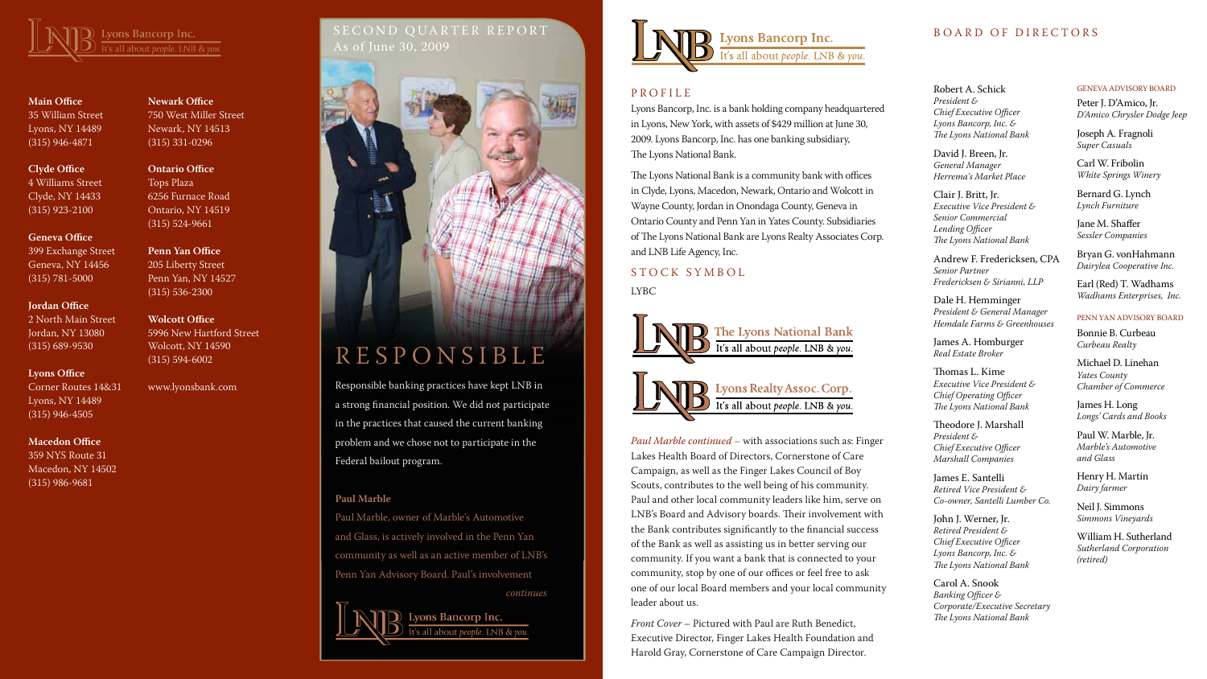Lyons Bancorp Inc.
It's all about *people.* LNB & *you.*

**Main Office**
35 William Street
Lyons, NY 14489
(315) 946-4871

**Clyde Office**
4 Williams Street
Clyde, NY 14433
(315) 923-2100

**Geneva Office**
399 Exchange Street
Geneva, NY 14456
(315) 781-5000

**Jordan Office**
2 North Main Street
Jordan, NY 13080
(315) 689-9530

**Lyons Office**
Corner Routes 14&31
Lyons, NY 14489
(315) 946-4505

**Macedon Office**
359 NYS Route 31
Macedon, NY 14502
(315) 986-9681

**Newark Office**
750 West Miller Street
Newark, NY 14513
(315) 331-0296

**Ontario Office**
Tops Plaza
6256 Furnace Road
Ontario, NY 14519
(315) 524-9661

**Penn Yan Office**
205 Liberty Street
Penn Yan, NY 14527
(315) 536-2300

**Wolcott Office**
5996 New Hartford Street
Wolcott, NY 14590
(315) 594-6002

www.lyonsbank.com

# SECOND QUARTER REPORT
As of June 30, 2009

# RESPONSIBLE

Responsible banking practices have kept LNB in a strong financial position. We did not participate in the practices that caused the current banking problem and we chose not to participate in the Federal bailout program.

**Paul Marble**

Paul Marble, owner of Marble's Automotive and Glass, is actively involved in the Penn Yan community as well as an active member of LNB's Penn Yan Advisory Board. Paul's involvement

*continues*

Lyons Bancorp Inc.
It's all about *people.* LNB & *you.*

## PROFILE

Lyons Bancorp, Inc. is a bank holding company headquartered in Lyons, New York, with assets of $429 million at June 30, 2009. Lyons Bancorp, Inc. has one banking subsidiary, The Lyons National Bank.

The Lyons National Bank is a community bank with offices in Clyde, Lyons, Macedon, Newark, Ontario and Wolcott in Wayne County, Jordan in Onondaga County, Geneva in Ontario County and Penn Yan in Yates County. Subsidiaries of The Lyons National Bank are Lyons Realty Associates Corp. and LNB Life Agency, Inc.

## STOCK SYMBOL

LYBC

The Lyons National Bank
It's all about *people.* LNB & *you.*

Lyons Realty Assoc. Corp.
It's all about *people.* LNB & *you.*

*Paul Marble continued* – with associations such as: Finger Lakes Health Board of Directors, Cornerstone of Care Campaign, as well as the Finger Lakes Council of Boy Scouts, contributes to the well being of his community. Paul and other local community leaders like him, serve on LNB's Board and Advisory boards. Their involvement with the Bank contributes significantly to the financial success of the Bank as well as assisting us in better serving our community. If you want a bank that is connected to your community, stop by one of our offices or feel free to ask one of our local Board members and your local community leader about us.

*Front Cover* – Pictured with Paul are Ruth Benedict, Executive Director, Finger Lakes Health Foundation and Harold Gray, Cornerstone of Care Campaign Director.

## BOARD OF DIRECTORS

Robert A. Schick
*President & Chief Executive Officer*
*Lyons Bancorp, Inc. & The Lyons National Bank*

David J. Breen, Jr.
*General Manager*
*Herrema's Market Place*

Clair J. Britt, Jr.
*Executive Vice President & Senior Commercial Lending Officer*
*The Lyons National Bank*

Andrew F. Fredericksen, CPA
*Senior Partner*
*Fredericksen & Sirianni, LLP*

Dale H. Hemminger
*President & General Manager*
*Hemdale Farms & Greenhouses*

James A. Homburger
*Real Estate Broker*

Thomas L. Kime
*Executive Vice President & Chief Operating Officer*
*The Lyons National Bank*

Theodore J. Marshall
*President & Chief Executive Officer*
*Marshall Companies*

James E. Santelli
*Retired Vice President & Co-owner, Santelli Lumber Co.*

John J. Werner, Jr.
*Retired President & Chief Executive Officer*
*Lyons Bancorp, Inc. & The Lyons National Bank*

Carol A. Snook
*Banking Officer & Corporate/Executive Secretary*
*The Lyons National Bank*

### GENEVA ADVISORY BOARD

Peter J. D'Amico, Jr.
*D'Amico Chrysler Dodge Jeep*

Joseph A. Fragnoli
*Super Casuals*

Carl W. Fribolin
*White Springs Winery*

Bernard G. Lynch
*Lynch Furniture*

Jane M. Shaffer
*Sessler Companies*

Bryan G. vonHahmann
*Dairylea Cooperative Inc.*

Earl (Red) T. Wadhams
*Wadhams Enterprises, Inc.*

### PENN YAN ADVISORY BOARD

Bonnie B. Curbeau
*Curbeau Realty*

Michael D. Linehan
*Yates County Chamber of Commerce*

James H. Long
*Longs' Cards and Books*

Paul W. Marble, Jr.
*Marble's Automotive and Glass*

Henry H. Martin
*Dairy farmer*

Neil J. Simmons
*Simmons Vineyards*

William H. Sutherland
*Sutherland Corporation (retired)*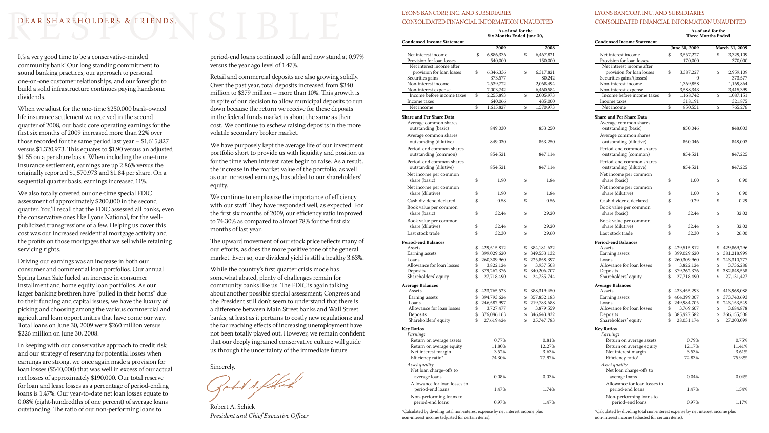# DEAR SHAREHOLDERS & FRIENDS,

It's a very good time to be a conservative-minded community bank! Our long standing commitment to sound banking practices, our approach to personal one-on-one customer relationships, and our foresight to build a solid infrastructure continues paying handsome dividends.

When we adjust for the one-time $250,000 bank-owned life insurance settlement we received in the second quarter of 2008, our basic core operating earnings for the first six months of 2009 increased more than 22% over those recorded for the same period last year – $1,615,827 versus $1,320,973. This equates to $1.90 versus an adjusted $1.55 on a per share basis. When including the one-time insurance settlement, earnings are up 2.86% versus the originally reported $1,570,973 and $1.84 per share. On a sequential quarter basis, earnings increased 11%.

We also totally covered our one-time special FDIC assessment of approximately $200,000 in the second quarter. You'll recall that the FDIC assessed all banks, even the conservative ones like Lyons National, for the well-publicized transgressions of a few. Helping us cover this cost was our increased residential mortgage activity and the profits on those mortgages that we sell while retaining servicing rights.

Driving our earnings was an increase in both our consumer and commercial loan portfolios. Our annual Spring Loan Sale fueled an increase in consumer installment and home equity loan portfolios. As our larger banking brethren have "pulled in their horns" due to their funding and capital issues, we have the luxury of picking and choosing among the various commercial and agricultural loan opportunities that have come our way. Total loans on June 30, 2009 were $260 million versus $226 million on June 30, 2008.

In keeping with our conservative approach to credit risk and our strategy of reserving for potential losses when earnings are strong, we once again made a provision for loan losses ($540,000) that was well in excess of our actual net losses of approximately $190,000. Our total reserve for loan and lease losses as a percentage of period-ending loans is 1.47%. Our year-to-date net loan losses equate to 0.08% (eight-hundredths of one percent) of average loans outstanding. The ratio of our non-performing loans to period-end loans continued to fall and now stand at 0.97% versus the year ago level of 1.47%.

Retail and commercial deposits are also growing solidly. Over the past year, total deposits increased from $340 million to $379 million – more than 10%. This growth is in spite of our decision to allow municipal deposits to run down because the return we receive for these deposits in the federal funds market is about the same as their cost. We continue to eschew raising deposits in the more volatile secondary broker market.

We have purposely kept the average life of our investment portfolio short to provide us with liquidity and position us for the time when interest rates begin to raise. As a result, the increase in the market value of the portfolio, as well as our increased earnings, has added to our shareholders' equity.

We continue to emphasize the importance of efficiency with our staff. They have responded well, as expected. For the first six months of 2009, our efficiency ratio improved to 74.30% as compared to almost 78% for the first six months of last year.

The upward movement of our stock price reflects many of our efforts, as does the more positive tone of the general market. Even so, our dividend yield is still a healthy 3.63%.

While the country's first quarter crisis mode has somewhat abated, plenty of challenges remain for community banks like us. The FDIC is again talking about another possible special assessment; Congress and the President still don't seem to understand that there is a difference between Main Street banks and Wall Street banks, at least as it pertains to costly new regulations; and the far reaching effects of increasing unemployment have not been totally played out. However, we remain confident that our deeply ingrained conservative culture will guide us through the uncertainty of the immediate future.

Sincerely,

Robert A. Schick
*President and Chief Executive Officer*

## LYONS BANCORP, INC. AND SUBSIDIARIES
## CONSOLIDATED FINANCIAL INFORMATION UNAUDITED

| | As of and for the Six Months Ended June 30, | |
|---|---|---|
| **Condensed Income Statement** | **2009** | **2008** |
| Net interest income | $ 6,886,336 | $ 6,467,821 |
| Provision for loan losses | 540,000 | 150,000 |
| Net interest income after provision for loan losses | $ 6,346,336 | $ 6,317,821 |
| Securities gains | 373,577 | 80,242 |
| Non-interest income | 2,539,722 | 2,068,494 |
| Non-interest expense | 7,003,742 | 6,460,584 |
| Income before income taxes | $ 2,255,893 | $ 2,005,973 |
| Income taxes | 640,066 | 435,000 |
| Net income | $ 1,615,827 | $ 1,570,973 |
| **Share and Per Share Data** | | |
| Average common shares outstanding (basic) | 849,030 | 853,250 |
| Average common shares outstanding (dilutive) | 849,030 | 853,250 |
| Period-end common shares outstanding (common) | 854,521 | 847,114 |
| Period-end common shares outstanding (dilutive) | 854,521 | 847,114 |
| Net income per common share (basic) | $ 1.90 | $ 1.84 |
| Net income per common share (dilutive) | $ 1.90 | $ 1.84 |
| Cash dividend declared | $ 0.58 | $ 0.56 |
| Book value per common share (basic) | $ 32.44 | $ 29.20 |
| Book value per common share (dilutive) | $ 32.44 | $ 29.20 |
| Last stock trade | $ 32.30 | $ 29.60 |
| **Period-end Balances** | | |
| Assets | $ 429,515,812 | $ 384,181,632 |
| Earning assets | $ 399,029,620 | $ 349,553,132 |
| Loans | $ 260,309,960 | $ 225,858,397 |
| Allowance for loan losses | $ 3,822,124 | $ 3,937,508 |
| Deposits | $ 379,262,376 | $ 340,206,707 |
| Shareholders' equity | $ 27,718,490 | $ 24,735,744 |
| **Average Balances** | | |
| Assets | $ 423,765,523 | $ 388,319,450 |
| Earning assets | $ 394,793,624 | $ 357,852,183 |
| Loans | $ 246,587,997 | $ 219,783,688 |
| Allowance for loan losses | $ 3,727,477 | $ 3,879,559 |
| Deposits | $ 376,096,163 | $ 346,643,832 |
| Shareholders' equity | $ 27,619,424 | $ 25,747,783 |
| **Key Ratios** | | |
| *Earnings* | | |
| Return on average assets | 0.77% | 0.81% |
| Return on average equity | 11.80% | 12.27% |
| Net interest margin | 3.52% | 3.63% |
| Efficiency ratio* | 74.30% | 77.97% |
| *Asset quality* | | |
| Net loan charge-offs to average loans | 0.08% | 0.03% |
| Allowance for loan losses to period-end loans | 1.47% | 1.74% |
| Non-performing loans to period-end loans | 0.97% | 1.47% |

*Calculated by dividing total non-interest expense by net interest income plus non-interest income (adjusted for certain items).

## LYONS BANCORP, INC. AND SUBSIDIARIES
## CONSOLIDATED FINANCIAL INFORMATION UNAUDITED

| | As of and for the Three Months Ended | |
|---|---|---|
| **Condensed Income Statement** | **June 30, 2009** | **March 31, 2009** |
| Net interest income | $ 3,557,227 | $ 3,329,109 |
| Provision for loan losses | 170,000 | 370,000 |
| Net interest income after provision for loan losses | $ 3,387,227 | $ 2,959,109 |
| Securities gains/(losses) | 0 | 373,577 |
| Non-interest income | 1,369,858 | 1,169,864 |
| Non-interest expense | 3,588,343 | 3,415,399 |
| Income before income taxes | $ 1,168,742 | $ 1,087,151 |
| Income taxes | 318,191 | 321,875 |
| Net income | $ 850,551 | $ 765,276 |
| **Share and Per Share Data** | | |
| Average common shares outstanding (basic) | 850,046 | 848,003 |
| Average common shares outstanding (dilutive) | 850,046 | 848,003 |
| Period-end common shares outstanding (common) | 854,521 | 847,225 |
| Period-end common shares outstanding (dilutive) | 854,521 | 847,225 |
| Net income per common share (basic) | $ 1.00 | $ 0.90 |
| Net income per common share (dilutive) | $ 1.00 | $ 0.90 |
| Cash dividend declared | $ 0.29 | $ 0.29 |
| Book value per common share (basic) | $ 32.44 | $ 32.02 |
| Book value per common share (dilutive) | $ 32.44 | $ 32.02 |
| Last stock trade | $ 32.30 | $ 26.00 |
| **Period-end Balances** | | |
| Assets | $ 429,515,812 | $ 429,869,296 |
| Earning assets | $ 399,029,620 | $ 381,218,999 |
| Loans | $ 260,309,960 | $ 243,310,777 |
| Allowance for loan losses | $ 3,822,124 | $ 3,736,286 |
| Deposits | $ 379,262,376 | $ 382,848,558 |
| Shareholders' equity | $ 27,718,490 | $ 27,131,427 |
| **Average Balances** | | |
| Assets | $ 433,455,293 | $ 413,968,088 |
| Earning assets | $ 404,399,007 | $ 373,740,693 |
| Loans | $ 249,984,705 | $ 243,153,549 |
| Allowance for loan losses | $ 3,769,607 | $ 3,684,878 |
| Deposits | $ 385,927,582 | $ 366,155,506 |
| Shareholders' equity | $ 28,031,174 | $ 27,203,099 |
| **Key Ratios** | | |
| *Earnings* | | |
| Return on average assets | 0.79% | 0.75% |
| Return on average equity | 12.17% | 11.41% |
| Net interest margin | 3.53% | 3.61% |
| Efficiency ratio* | 72.83% | 75.92% |
| *Asset quality* | | |
| Net loan charge-offs to average loans | 0.04% | 0.04% |
| Allowance for loan losses to period-end loans | 1.47% | 1.54% |
| Non-performing loans to period-end loans | 0.97% | 1.17% |

*Calculated by dividing total non-interest expense by net interest income plus non-interest income (adjusted for certain items).